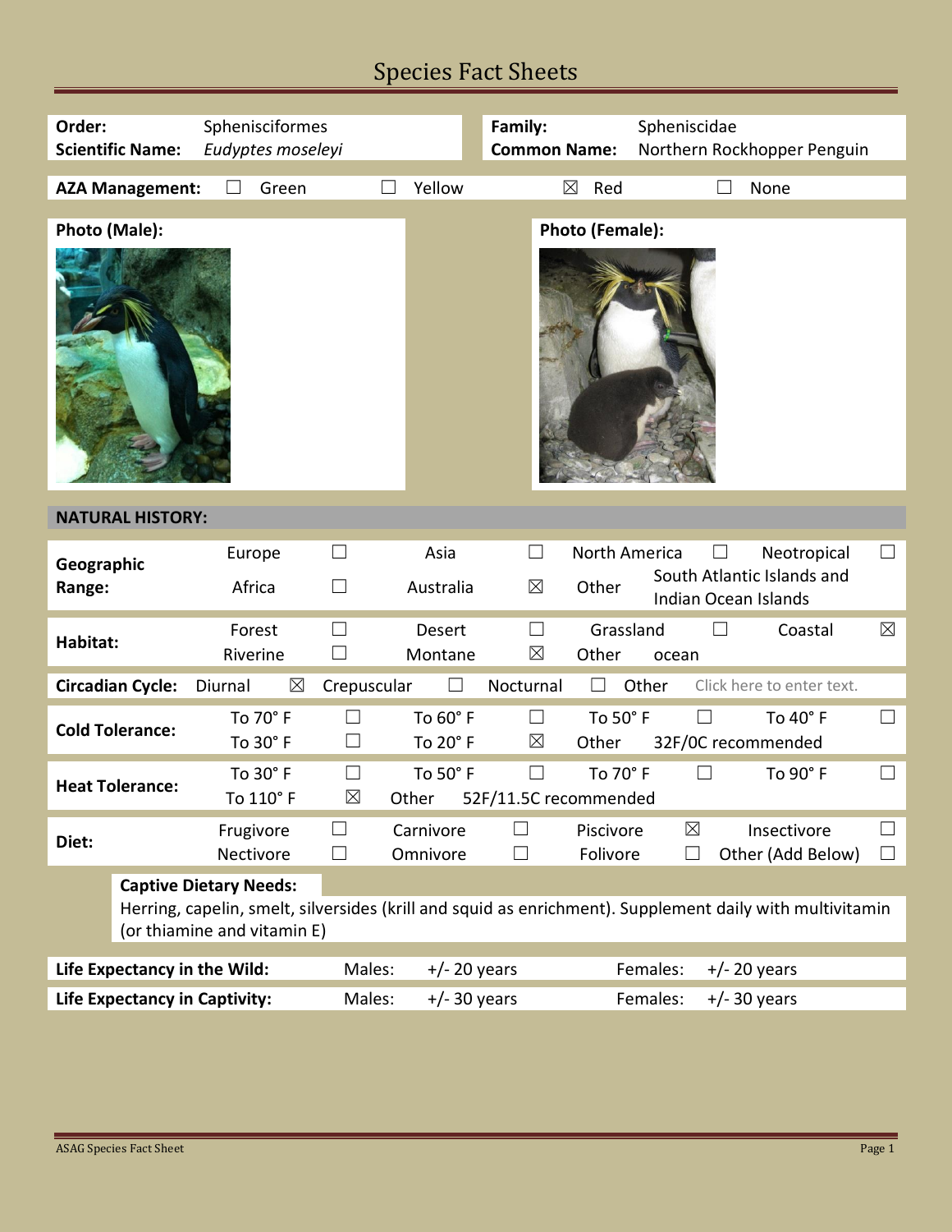# Species Fact Sheets

| | | | |
|---|---|---|---|
| **Order:** | Sphenisciformes | **Family:** | Spheniscidae |
| **Scientific Name:** | *Eudyptes moseleyi* | **Common Name:** | Northern Rockhopper Penguin |

**AZA Management:** ☐ Green ☐ Yellow ☒ Red ☐ None

**Photo (Male):**

**Photo (Female):**

## NATURAL HISTORY:

| | | | | | | | | |
|---|---|---|---|---|---|---|---|---|
| **Geographic Range:** | Europe | ☐ | Asia | ☐ | North America | ☐ | Neotropical | ☐ |
| | Africa | ☐ | Australia | ☒ | Other | South Atlantic Islands and Indian Ocean Islands | | |
| **Habitat:** | Forest | ☐ | Desert | ☐ | Grassland | ☐ | Coastal | ☒ |
| | Riverine | ☐ | Montane | ☒ | Other | ocean | | |
| **Circadian Cycle:** | Diurnal | ☒ | Crepuscular | ☐ | Nocturnal | ☐ | Other | Click here to enter text. |
| **Cold Tolerance:** | To 70° F | ☐ | To 60° F | ☐ | To 50° F | ☐ | To 40° F | ☐ |
| | To 30° F | ☐ | To 20° F | ☒ | Other | 32F/0C recommended | | |
| **Heat Tolerance:** | To 30° F | ☐ | To 50° F | ☐ | To 70° F | ☐ | To 90° F | ☐ |
| | To 110° F | ☒ | Other | 52F/11.5C recommended | | | | |
| **Diet:** | Frugivore | ☐ | Carnivore | ☐ | Piscivore | ☒ | Insectivore | ☐ |
| | Nectivore | ☐ | Omnivore | ☐ | Folivore | ☐ | Other (Add Below) | ☐ |

**Captive Dietary Needs:**
Herring, capelin, smelt, silversides (krill and squid as enrichment). Supplement daily with multivitamin (or thiamine and vitamin E)

| | | | | |
|---|---|---|---|---|
| **Life Expectancy in the Wild:** | Males: | +/- 20 years | Females: | +/- 20 years |
| **Life Expectancy in Captivity:** | Males: | +/- 30 years | Females: | +/- 30 years |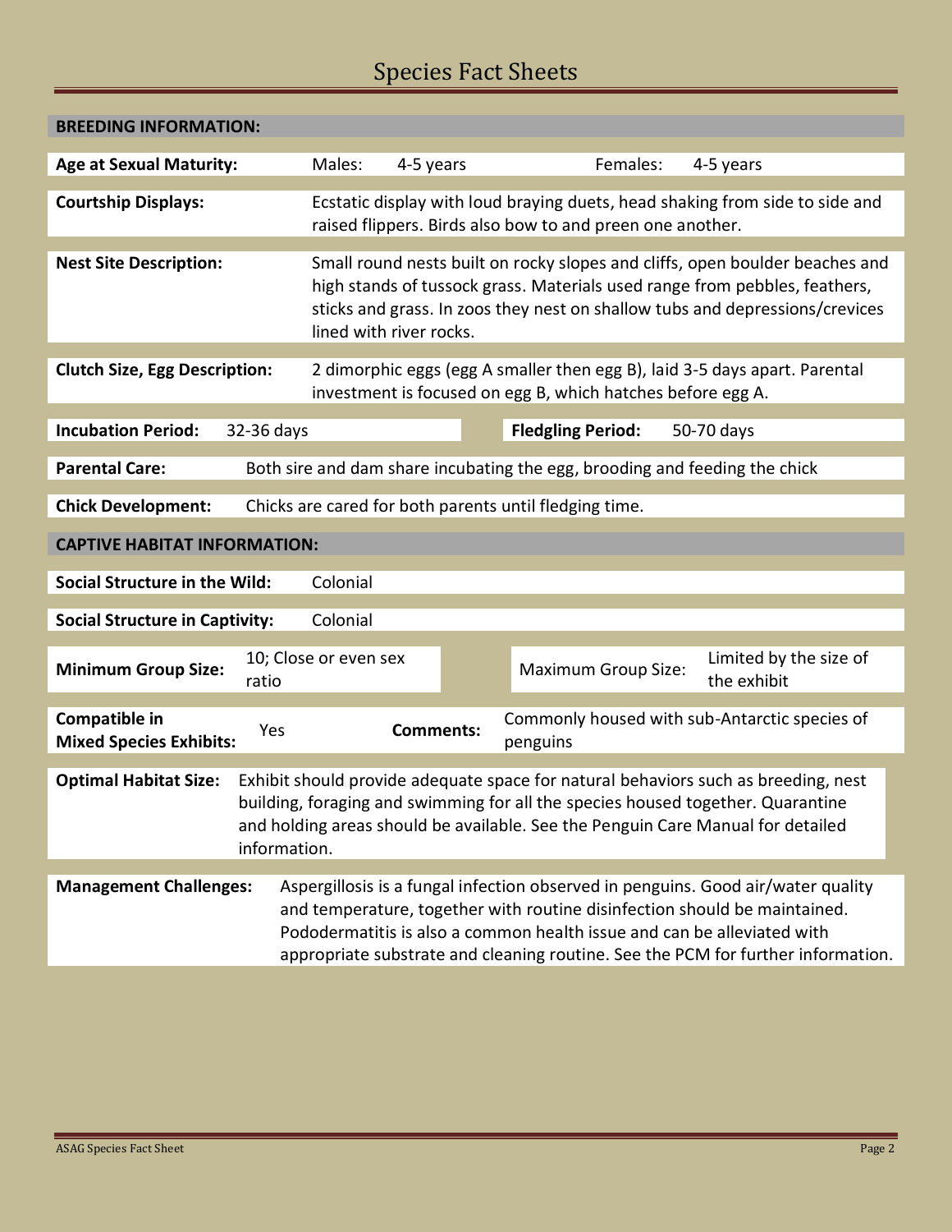# Species Fact Sheets

## BREEDING INFORMATION:

| | | | | |
|---|---|---|---|---|
| **Age at Sexual Maturity:** | Males: | 4-5 years | Females: | 4-5 years |

**Courtship Displays:** Ecstatic display with loud braying duets, head shaking from side to side and raised flippers. Birds also bow to and preen one another.

**Nest Site Description:** Small round nests built on rocky slopes and cliffs, open boulder beaches and high stands of tussock grass. Materials used range from pebbles, feathers, sticks and grass. In zoos they nest on shallow tubs and depressions/crevices lined with river rocks.

**Clutch Size, Egg Description:** 2 dimorphic eggs (egg A smaller then egg B), laid 3-5 days apart. Parental investment is focused on egg B, which hatches before egg A.

| | | | |
|---|---|---|---|
| **Incubation Period:** | 32-36 days | **Fledgling Period:** | 50-70 days |

**Parental Care:** Both sire and dam share incubating the egg, brooding and feeding the chick

**Chick Development:** Chicks are cared for both parents until fledging time.

## CAPTIVE HABITAT INFORMATION:

**Social Structure in the Wild:** Colonial

**Social Structure in Captivity:** Colonial

| | | | |
|---|---|---|---|
| **Minimum Group Size:** | 10; Close or even sex ratio | Maximum Group Size: | Limited by the size of the exhibit |

| | | | |
|---|---|---|---|
| **Compatible in Mixed Species Exhibits:** | Yes | **Comments:** | Commonly housed with sub-Antarctic species of penguins |

**Optimal Habitat Size:** Exhibit should provide adequate space for natural behaviors such as breeding, nest building, foraging and swimming for all the species housed together. Quarantine and holding areas should be available. See the Penguin Care Manual for detailed information.

**Management Challenges:** Aspergillosis is a fungal infection observed in penguins. Good air/water quality and temperature, together with routine disinfection should be maintained. Pododermatitis is also a common health issue and can be alleviated with appropriate substrate and cleaning routine. See the PCM for further information.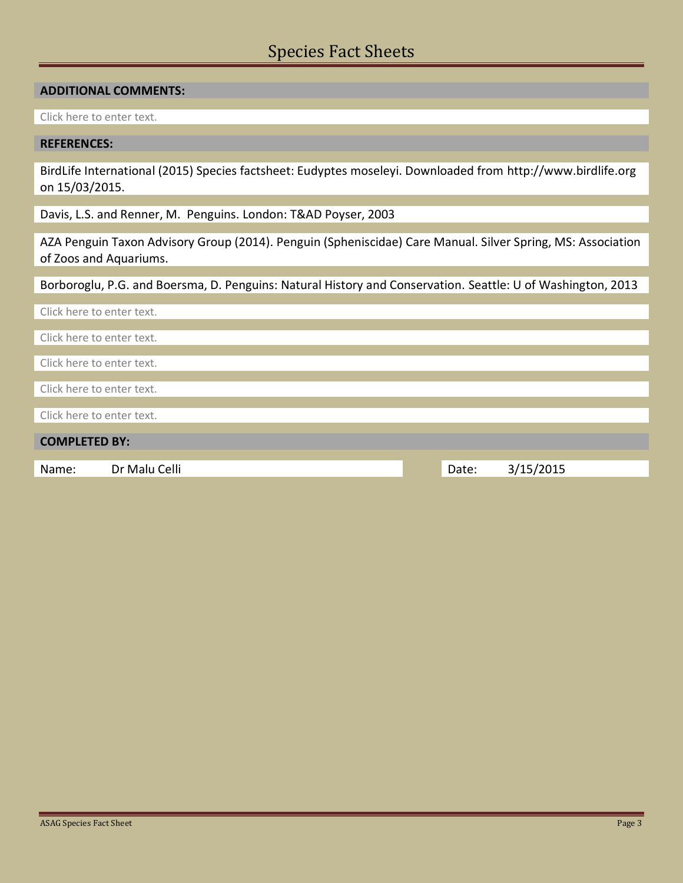## ADDITIONAL COMMENTS:

Click here to enter text.

## REFERENCES:

BirdLife International (2015) Species factsheet: Eudyptes moseleyi. Downloaded from http://www.birdlife.org on 15/03/2015.

Davis, L.S. and Renner, M. Penguins. London: T&AD Poyser, 2003

AZA Penguin Taxon Advisory Group (2014). Penguin (Spheniscidae) Care Manual. Silver Spring, MS: Association of Zoos and Aquariums.

Borboroglu, P.G. and Boersma, D. Penguins: Natural History and Conservation. Seattle: U of Washington, 2013

Click here to enter text.

Click here to enter text.

Click here to enter text.

Click here to enter text.

Click here to enter text.

## COMPLETED BY:

Name: Dr Malu Celli

Date: 3/15/2015